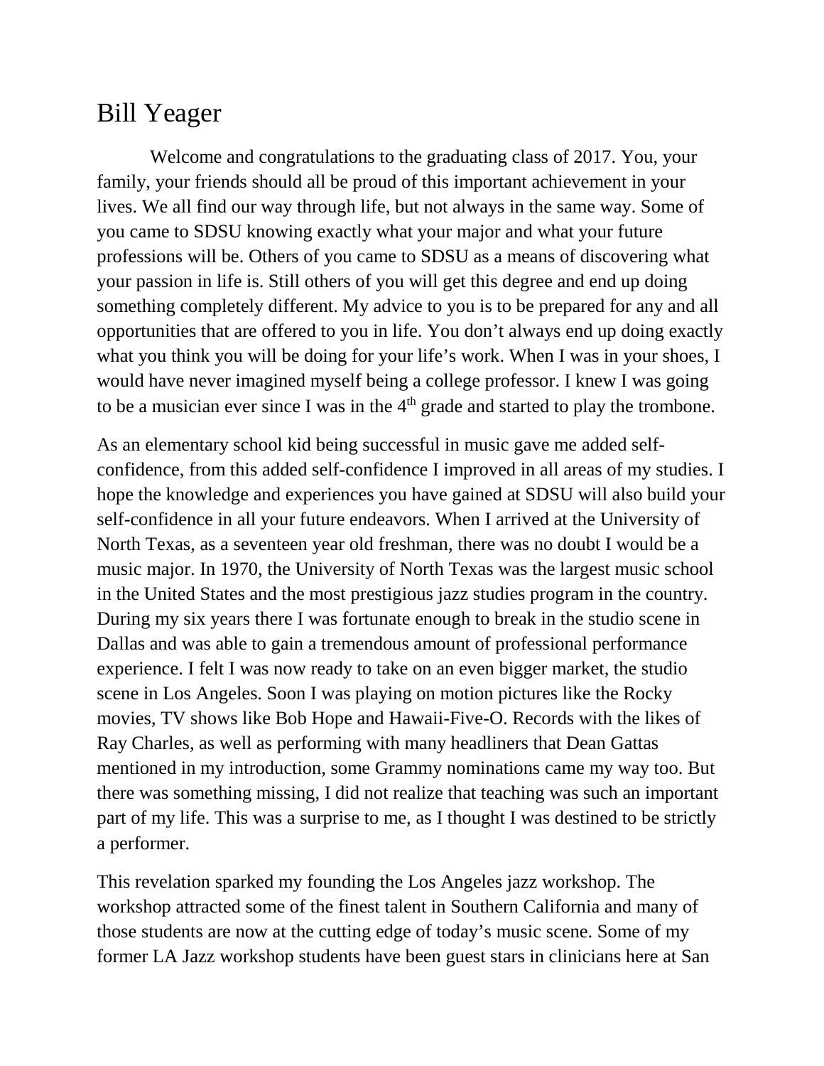# Bill Yeager

Welcome and congratulations to the graduating class of 2017. You, your family, your friends should all be proud of this important achievement in your lives. We all find our way through life, but not always in the same way. Some of you came to SDSU knowing exactly what your major and what your future professions will be. Others of you came to SDSU as a means of discovering what your passion in life is. Still others of you will get this degree and end up doing something completely different. My advice to you is to be prepared for any and all opportunities that are offered to you in life. You don't always end up doing exactly what you think you will be doing for your life's work. When I was in your shoes, I would have never imagined myself being a college professor. I knew I was going to be a musician ever since I was in the 4th grade and started to play the trombone.

As an elementary school kid being successful in music gave me added self-confidence, from this added self-confidence I improved in all areas of my studies. I hope the knowledge and experiences you have gained at SDSU will also build your self-confidence in all your future endeavors. When I arrived at the University of North Texas, as a seventeen year old freshman, there was no doubt I would be a music major. In 1970, the University of North Texas was the largest music school in the United States and the most prestigious jazz studies program in the country. During my six years there I was fortunate enough to break in the studio scene in Dallas and was able to gain a tremendous amount of professional performance experience. I felt I was now ready to take on an even bigger market, the studio scene in Los Angeles. Soon I was playing on motion pictures like the Rocky movies, TV shows like Bob Hope and Hawaii-Five-O. Records with the likes of Ray Charles, as well as performing with many headliners that Dean Gattas mentioned in my introduction, some Grammy nominations came my way too. But there was something missing, I did not realize that teaching was such an important part of my life. This was a surprise to me, as I thought I was destined to be strictly a performer.

This revelation sparked my founding the Los Angeles jazz workshop. The workshop attracted some of the finest talent in Southern California and many of those students are now at the cutting edge of today's music scene. Some of my former LA Jazz workshop students have been guest stars in clinicians here at San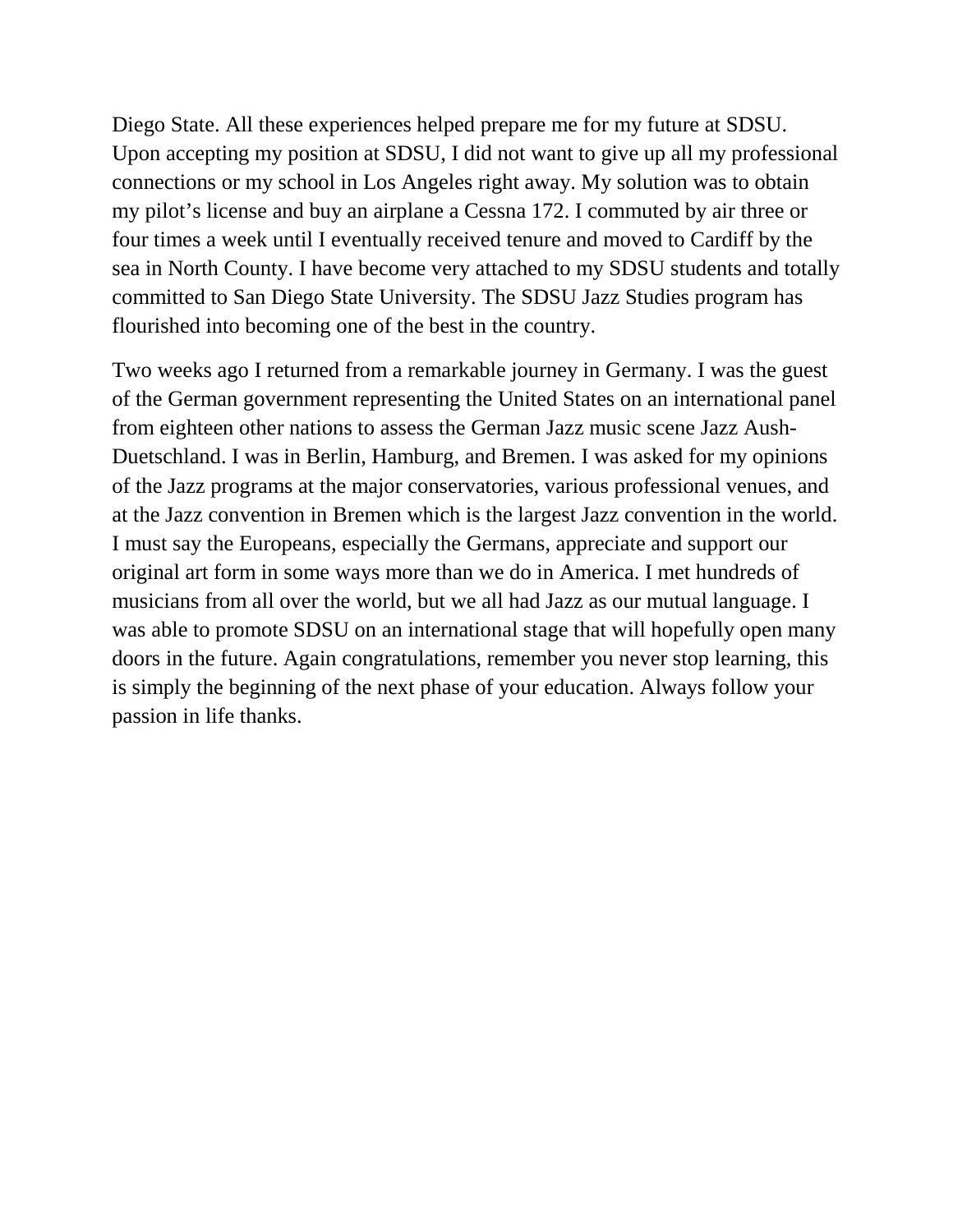Diego State. All these experiences helped prepare me for my future at SDSU. Upon accepting my position at SDSU, I did not want to give up all my professional connections or my school in Los Angeles right away. My solution was to obtain my pilot's license and buy an airplane a Cessna 172. I commuted by air three or four times a week until I eventually received tenure and moved to Cardiff by the sea in North County. I have become very attached to my SDSU students and totally committed to San Diego State University. The SDSU Jazz Studies program has flourished into becoming one of the best in the country.

Two weeks ago I returned from a remarkable journey in Germany. I was the guest of the German government representing the United States on an international panel from eighteen other nations to assess the German Jazz music scene Jazz Aush-Duetschland. I was in Berlin, Hamburg, and Bremen. I was asked for my opinions of the Jazz programs at the major conservatories, various professional venues, and at the Jazz convention in Bremen which is the largest Jazz convention in the world. I must say the Europeans, especially the Germans, appreciate and support our original art form in some ways more than we do in America. I met hundreds of musicians from all over the world, but we all had Jazz as our mutual language. I was able to promote SDSU on an international stage that will hopefully open many doors in the future. Again congratulations, remember you never stop learning, this is simply the beginning of the next phase of your education. Always follow your passion in life thanks.